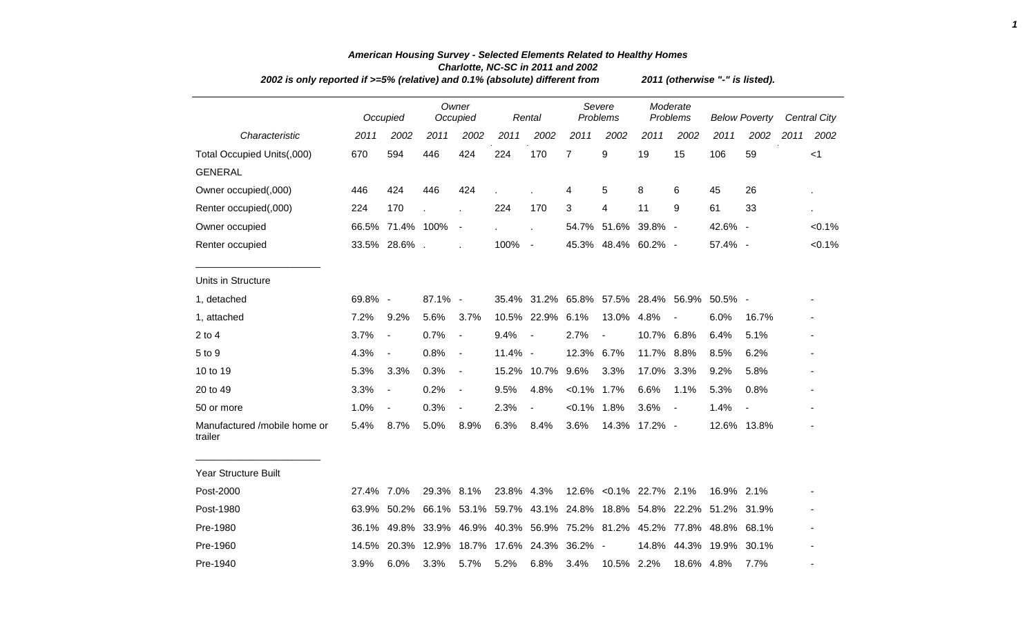# American Housing Survey - Selected Elements Related to Healthy Homes

### Charlotte, NC-SC in 2011 and 2002

*2002 is only reported if >=5% (relative) and 0.1% (absolute) different from 2011 (otherwise "-" is listed).*

| | Occupied | | Owner Occupied | | Rental | | Severe Problems | | Moderate Problems | | Below Poverty | | Central City | |
|---|---|---|---|---|---|---|---|---|---|---|---|---|---|---|
| *Characteristic* | *2011* | *2002* | *2011* | *2002* | *2011* | *2002* | *2011* | *2002* | *2011* | *2002* | *2011* | *2002* | *2011* | *2002* |
| Total Occupied Units(,000) | 670 | 594 | 446 | 424 | 224 | 170 | 7 | 9 | 19 | 15 | 106 | 59 | | <1 |
| GENERAL | | | | | | | | | | | | | | |
| Owner occupied(,000) | 446 | 424 | 446 | 424 | . | . | 4 | 5 | 8 | 6 | 45 | 26 | | . |
| Renter occupied(,000) | 224 | 170 | . | . | 224 | 170 | 3 | 4 | 11 | 9 | 61 | 33 | | . |
| Owner occupied | 66.5% | 71.4% | 100% | - | . | . | 54.7% | 51.6% | 39.8% | - | 42.6% | - | | <0.1% |
| Renter occupied | 33.5% | 28.6% | . | . | 100% | - | 45.3% | 48.4% | 60.2% | - | 57.4% | - | | <0.1% |
| Units in Structure | | | | | | | | | | | | | | |
| 1, detached | 69.8% | - | 87.1% | - | 35.4% | 31.2% | 65.8% | 57.5% | 28.4% | 56.9% | 50.5% | - | | - |
| 1, attached | 7.2% | 9.2% | 5.6% | 3.7% | 10.5% | 22.9% | 6.1% | 13.0% | 4.8% | - | 6.0% | 16.7% | | - |
| 2 to 4 | 3.7% | - | 0.7% | - | 9.4% | - | 2.7% | - | 10.7% | 6.8% | 6.4% | 5.1% | | - |
| 5 to 9 | 4.3% | - | 0.8% | - | 11.4% | - | 12.3% | 6.7% | 11.7% | 8.8% | 8.5% | 6.2% | | - |
| 10 to 19 | 5.3% | 3.3% | 0.3% | - | 15.2% | 10.7% | 9.6% | 3.3% | 17.0% | 3.3% | 9.2% | 5.8% | | - |
| 20 to 49 | 3.3% | - | 0.2% | - | 9.5% | 4.8% | <0.1% | 1.7% | 6.6% | 1.1% | 5.3% | 0.8% | | - |
| 50 or more | 1.0% | - | 0.3% | - | 2.3% | - | <0.1% | 1.8% | 3.6% | - | 1.4% | - | | - |
| Manufactured /mobile home or trailer | 5.4% | 8.7% | 5.0% | 8.9% | 6.3% | 8.4% | 3.6% | 14.3% | 17.2% | - | 12.6% | 13.8% | | - |
| Year Structure Built | | | | | | | | | | | | | | |
| Post-2000 | 27.4% | 7.0% | 29.3% | 8.1% | 23.8% | 4.3% | 12.6% | <0.1% | 22.7% | 2.1% | 16.9% | 2.1% | | - |
| Post-1980 | 63.9% | 50.2% | 66.1% | 53.1% | 59.7% | 43.1% | 24.8% | 18.8% | 54.8% | 22.2% | 51.2% | 31.9% | | - |
| Pre-1980 | 36.1% | 49.8% | 33.9% | 46.9% | 40.3% | 56.9% | 75.2% | 81.2% | 45.2% | 77.8% | 48.8% | 68.1% | | - |
| Pre-1960 | 14.5% | 20.3% | 12.9% | 18.7% | 17.6% | 24.3% | 36.2% | - | 14.8% | 44.3% | 19.9% | 30.1% | | - |
| Pre-1940 | 3.9% | 6.0% | 3.3% | 5.7% | 5.2% | 6.8% | 3.4% | 10.5% | 2.2% | 18.6% | 4.8% | 7.7% | | - |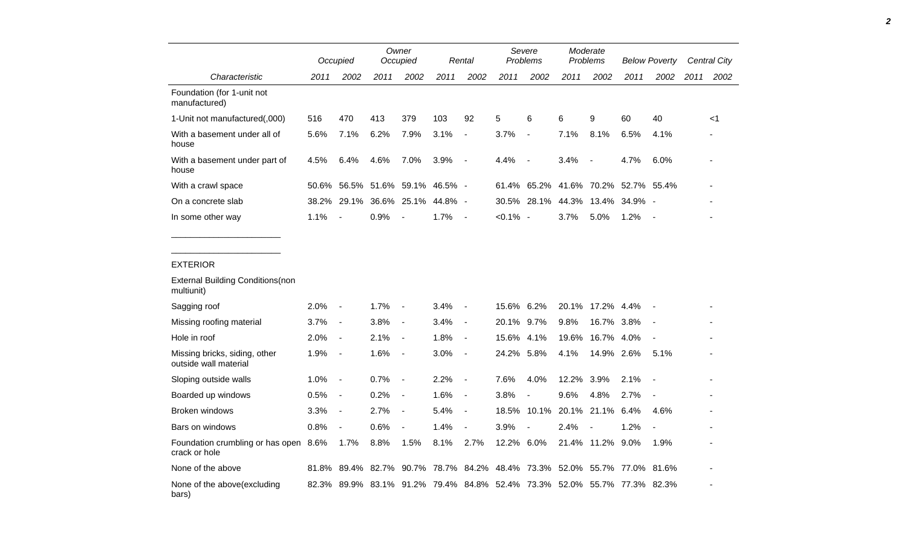| Characteristic | Occupied | | Owner Occupied | | Rental | | Severe Problems | | Moderate Problems | | Below Poverty | | Central City | |
|---|---|---|---|---|---|---|---|---|---|---|---|---|---|---|
| | 2011 | 2002 | 2011 | 2002 | 2011 | 2002 | 2011 | 2002 | 2011 | 2002 | 2011 | 2002 | 2011 | 2002 |
| Foundation (for 1-unit not manufactured) | | | | | | | | | | | | | | |
| 1-Unit not manufactured(,000) | 516 | 470 | 413 | 379 | 103 | 92 | 5 | 6 | 6 | 9 | 60 | 40 | | <1 |
| With a basement under all of house | 5.6% | 7.1% | 6.2% | 7.9% | 3.1% | - | 3.7% | - | 7.1% | 8.1% | 6.5% | 4.1% | | - |
| With a basement under part of house | 4.5% | 6.4% | 4.6% | 7.0% | 3.9% | - | 4.4% | - | 3.4% | - | 4.7% | 6.0% | | - |
| With a crawl space | 50.6% | 56.5% | 51.6% | 59.1% | 46.5% | - | 61.4% | 65.2% | 41.6% | 70.2% | 52.7% | 55.4% | | - |
| On a concrete slab | 38.2% | 29.1% | 36.6% | 25.1% | 44.8% | - | 30.5% | 28.1% | 44.3% | 13.4% | 34.9% | - | | - |
| In some other way | 1.1% | - | 0.9% | - | 1.7% | - | <0.1% | - | 3.7% | 5.0% | 1.2% | - | | - |

## EXTERIOR

| Characteristic | Occupied | | Owner Occupied | | Rental | | Severe Problems | | Moderate Problems | | Below Poverty | | Central City | |
|---|---|---|---|---|---|---|---|---|---|---|---|---|---|---|
| | 2011 | 2002 | 2011 | 2002 | 2011 | 2002 | 2011 | 2002 | 2011 | 2002 | 2011 | 2002 | 2011 | 2002 |
| External Building Conditions(non multiunit) | | | | | | | | | | | | | | |
| Sagging roof | 2.0% | - | 1.7% | - | 3.4% | - | 15.6% | 6.2% | 20.1% | 17.2% | 4.4% | - | | - |
| Missing roofing material | 3.7% | - | 3.8% | - | 3.4% | - | 20.1% | 9.7% | 9.8% | 16.7% | 3.8% | - | | - |
| Hole in roof | 2.0% | - | 2.1% | - | 1.8% | - | 15.6% | 4.1% | 19.6% | 16.7% | 4.0% | - | | - |
| Missing bricks, siding, other outside wall material | 1.9% | - | 1.6% | - | 3.0% | - | 24.2% | 5.8% | 4.1% | 14.9% | 2.6% | 5.1% | | - |
| Sloping outside walls | 1.0% | - | 0.7% | - | 2.2% | - | 7.6% | 4.0% | 12.2% | 3.9% | 2.1% | - | | - |
| Boarded up windows | 0.5% | - | 0.2% | - | 1.6% | - | 3.8% | - | 9.6% | 4.8% | 2.7% | - | | - |
| Broken windows | 3.3% | - | 2.7% | - | 5.4% | - | 18.5% | 10.1% | 20.1% | 21.1% | 6.4% | 4.6% | | - |
| Bars on windows | 0.8% | - | 0.6% | - | 1.4% | - | 3.9% | - | 2.4% | - | 1.2% | - | | - |
| Foundation crumbling or has open crack or hole | 8.6% | 1.7% | 8.8% | 1.5% | 8.1% | 2.7% | 12.2% | 6.0% | 21.4% | 11.2% | 9.0% | 1.9% | | - |
| None of the above | 81.8% | 89.4% | 82.7% | 90.7% | 78.7% | 84.2% | 48.4% | 73.3% | 52.0% | 55.7% | 77.0% | 81.6% | | - |
| None of the above(excluding bars) | 82.3% | 89.9% | 83.1% | 91.2% | 79.4% | 84.8% | 52.4% | 73.3% | 52.0% | 55.7% | 77.3% | 82.3% | | - |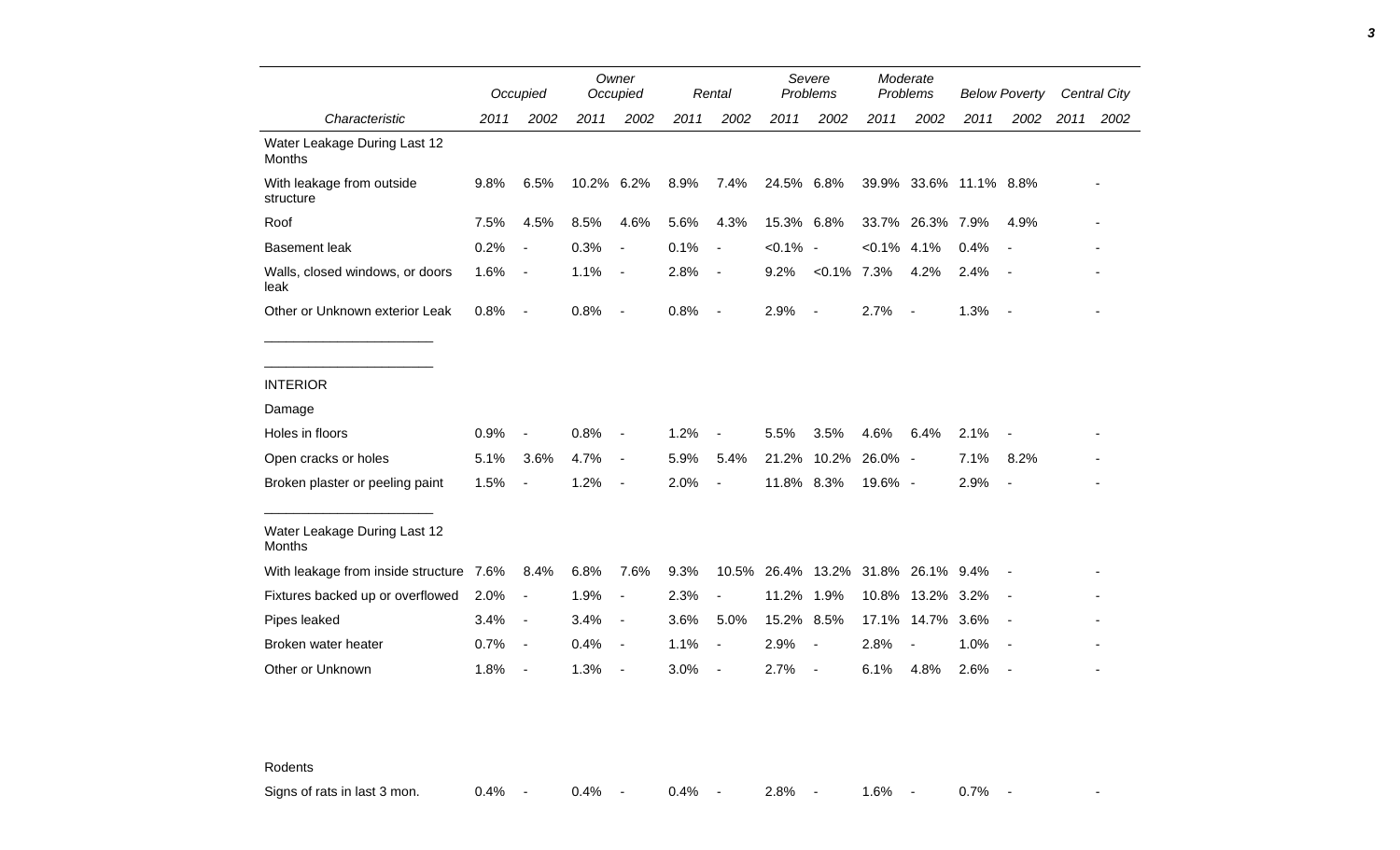| Characteristic | Occupied | | Owner Occupied | | Rental | | Severe Problems | | Moderate Problems | | Below Poverty | | Central City | |
|---|---|---|---|---|---|---|---|---|---|---|---|---|---|---|
| | 2011 | 2002 | 2011 | 2002 | 2011 | 2002 | 2011 | 2002 | 2011 | 2002 | 2011 | 2002 | 2011 | 2002 |
| Water Leakage During Last 12 Months | | | | | | | | | | | | | | |
| With leakage from outside structure | 9.8% | 6.5% | 10.2% | 6.2% | 8.9% | 7.4% | 24.5% | 6.8% | 39.9% | 33.6% | 11.1% | 8.8% | | - |
| Roof | 7.5% | 4.5% | 8.5% | 4.6% | 5.6% | 4.3% | 15.3% | 6.8% | 33.7% | 26.3% | 7.9% | 4.9% | | - |
| Basement leak | 0.2% | - | 0.3% | - | 0.1% | - | <0.1% | - | <0.1% | 4.1% | 0.4% | - | | - |
| Walls, closed windows, or doors leak | 1.6% | - | 1.1% | - | 2.8% | - | 9.2% | <0.1% | 7.3% | 4.2% | 2.4% | - | | - |
| Other or Unknown exterior Leak | 0.8% | - | 0.8% | - | 0.8% | - | 2.9% | - | 2.7% | - | 1.3% | - | | - |
| INTERIOR | | | | | | | | | | | | | | |
| Damage | | | | | | | | | | | | | | |
| Holes in floors | 0.9% | - | 0.8% | - | 1.2% | - | 5.5% | 3.5% | 4.6% | 6.4% | 2.1% | - | | - |
| Open cracks or holes | 5.1% | 3.6% | 4.7% | - | 5.9% | 5.4% | 21.2% | 10.2% | 26.0% | - | 7.1% | 8.2% | | - |
| Broken plaster or peeling paint | 1.5% | - | 1.2% | - | 2.0% | - | 11.8% | 8.3% | 19.6% | - | 2.9% | - | | - |
| Water Leakage During Last 12 Months | | | | | | | | | | | | | | |
| With leakage from inside structure | 7.6% | 8.4% | 6.8% | 7.6% | 9.3% | 10.5% | 26.4% | 13.2% | 31.8% | 26.1% | 9.4% | - | | - |
| Fixtures backed up or overflowed | 2.0% | - | 1.9% | - | 2.3% | - | 11.2% | 1.9% | 10.8% | 13.2% | 3.2% | - | | - |
| Pipes leaked | 3.4% | - | 3.4% | - | 3.6% | 5.0% | 15.2% | 8.5% | 17.1% | 14.7% | 3.6% | - | | - |
| Broken water heater | 0.7% | - | 0.4% | - | 1.1% | - | 2.9% | - | 2.8% | - | 1.0% | - | | - |
| Other or Unknown | 1.8% | - | 1.3% | - | 3.0% | - | 2.7% | - | 6.1% | 4.8% | 2.6% | - | | - |
| Rodents | | | | | | | | | | | | | | |
| Signs of rats in last 3 mon. | 0.4% | - | 0.4% | - | 0.4% | - | 2.8% | - | 1.6% | - | 0.7% | - | | - |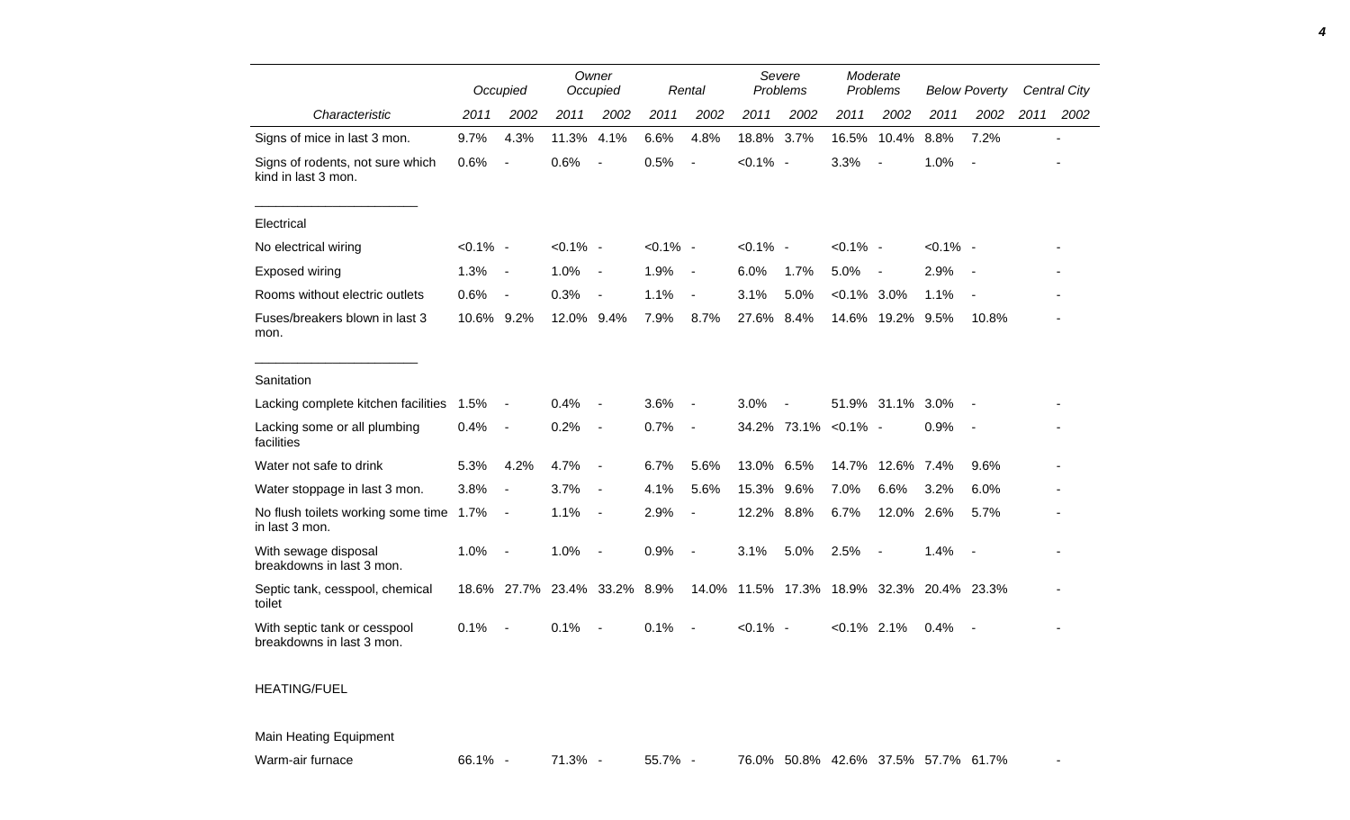| Characteristic | Occupied | | Owner Occupied | | Rental | | Severe Problems | | Moderate Problems | | Below Poverty | | Central City | |
|---|---|---|---|---|---|---|---|---|---|---|---|---|---|---|
| | 2011 | 2002 | 2011 | 2002 | 2011 | 2002 | 2011 | 2002 | 2011 | 2002 | 2011 | 2002 | 2011 | 2002 |
| Signs of mice in last 3 mon. | 9.7% | 4.3% | 11.3% | 4.1% | 6.6% | 4.8% | 18.8% | 3.7% | 16.5% | 10.4% | 8.8% | 7.2% | | - |
| Signs of rodents, not sure which kind in last 3 mon. | 0.6% | - | 0.6% | - | 0.5% | - | <0.1% | - | 3.3% | - | 1.0% | - | | - |
| Electrical | | | | | | | | | | | | | | |
| No electrical wiring | <0.1% | - | <0.1% | - | <0.1% | - | <0.1% | - | <0.1% | - | <0.1% | - | | - |
| Exposed wiring | 1.3% | - | 1.0% | - | 1.9% | - | 6.0% | 1.7% | 5.0% | - | 2.9% | - | | - |
| Rooms without electric outlets | 0.6% | - | 0.3% | - | 1.1% | - | 3.1% | 5.0% | <0.1% | 3.0% | 1.1% | - | | - |
| Fuses/breakers blown in last 3 mon. | 10.6% | 9.2% | 12.0% | 9.4% | 7.9% | 8.7% | 27.6% | 8.4% | 14.6% | 19.2% | 9.5% | 10.8% | | - |
| Sanitation | | | | | | | | | | | | | | |
| Lacking complete kitchen facilities | 1.5% | - | 0.4% | - | 3.6% | - | 3.0% | - | 51.9% | 31.1% | 3.0% | - | | - |
| Lacking some or all plumbing facilities | 0.4% | - | 0.2% | - | 0.7% | - | 34.2% | 73.1% | <0.1% | - | 0.9% | - | | - |
| Water not safe to drink | 5.3% | 4.2% | 4.7% | - | 6.7% | 5.6% | 13.0% | 6.5% | 14.7% | 12.6% | 7.4% | 9.6% | | - |
| Water stoppage in last 3 mon. | 3.8% | - | 3.7% | - | 4.1% | 5.6% | 15.3% | 9.6% | 7.0% | 6.6% | 3.2% | 6.0% | | - |
| No flush toilets working some time in last 3 mon. | 1.7% | - | 1.1% | - | 2.9% | - | 12.2% | 8.8% | 6.7% | 12.0% | 2.6% | 5.7% | | - |
| With sewage disposal breakdowns in last 3 mon. | 1.0% | - | 1.0% | - | 0.9% | - | 3.1% | 5.0% | 2.5% | - | 1.4% | - | | - |
| Septic tank, cesspool, chemical toilet | 18.6% | 27.7% | 23.4% | 33.2% | 8.9% | 14.0% | 11.5% | 17.3% | 18.9% | 32.3% | 20.4% | 23.3% | | - |
| With septic tank or cesspool breakdowns in last 3 mon. | 0.1% | - | 0.1% | - | 0.1% | - | <0.1% | - | <0.1% | 2.1% | 0.4% | - | | - |
| HEATING/FUEL | | | | | | | | | | | | | | |
| Main Heating Equipment | | | | | | | | | | | | | | |
| Warm-air furnace | 66.1% | - | 71.3% | - | 55.7% | - | 76.0% | 50.8% | 42.6% | 37.5% | 57.7% | 61.7% | | - |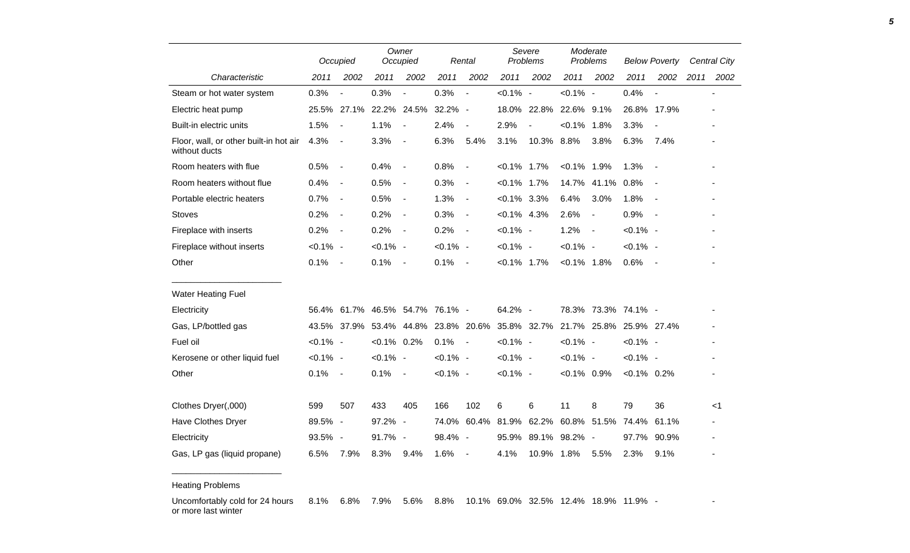| Characteristic | Occupied | | Owner Occupied | | Rental | | Severe Problems | | Moderate Problems | | Below Poverty | | Central City | |
|---|---|---|---|---|---|---|---|---|---|---|---|---|---|---|
| | 2011 | 2002 | 2011 | 2002 | 2011 | 2002 | 2011 | 2002 | 2011 | 2002 | 2011 | 2002 | 2011 | 2002 |
| Steam or hot water system | 0.3% | - | 0.3% | - | 0.3% | - | <0.1% | - | <0.1% | - | 0.4% | - | | - |
| Electric heat pump | 25.5% | 27.1% | 22.2% | 24.5% | 32.2% | - | 18.0% | 22.8% | 22.6% | 9.1% | 26.8% | 17.9% | | - |
| Built-in electric units | 1.5% | - | 1.1% | - | 2.4% | - | 2.9% | - | <0.1% | 1.8% | 3.3% | - | | - |
| Floor, wall, or other built-in hot air without ducts | 4.3% | - | 3.3% | - | 6.3% | 5.4% | 3.1% | 10.3% | 8.8% | 3.8% | 6.3% | 7.4% | | - |
| Room heaters with flue | 0.5% | - | 0.4% | - | 0.8% | - | <0.1% | 1.7% | <0.1% | 1.9% | 1.3% | - | | - |
| Room heaters without flue | 0.4% | - | 0.5% | - | 0.3% | - | <0.1% | 1.7% | 14.7% | 41.1% | 0.8% | - | | - |
| Portable electric heaters | 0.7% | - | 0.5% | - | 1.3% | - | <0.1% | 3.3% | 6.4% | 3.0% | 1.8% | - | | - |
| Stoves | 0.2% | - | 0.2% | - | 0.3% | - | <0.1% | 4.3% | 2.6% | - | 0.9% | - | | - |
| Fireplace with inserts | 0.2% | - | 0.2% | - | 0.2% | - | <0.1% | - | 1.2% | - | <0.1% | - | | - |
| Fireplace without inserts | <0.1% | - | <0.1% | - | <0.1% | - | <0.1% | - | <0.1% | - | <0.1% | - | | - |
| Other | 0.1% | - | 0.1% | - | 0.1% | - | <0.1% | 1.7% | <0.1% | 1.8% | 0.6% | - | | - |
| **Water Heating Fuel** | | | | | | | | | | | | | | |
| Electricity | 56.4% | 61.7% | 46.5% | 54.7% | 76.1% | - | 64.2% | - | 78.3% | 73.3% | 74.1% | - | | - |
| Gas, LP/bottled gas | 43.5% | 37.9% | 53.4% | 44.8% | 23.8% | 20.6% | 35.8% | 32.7% | 21.7% | 25.8% | 25.9% | 27.4% | | - |
| Fuel oil | <0.1% | - | <0.1% | 0.2% | 0.1% | - | <0.1% | - | <0.1% | - | <0.1% | - | | - |
| Kerosene or other liquid fuel | <0.1% | - | <0.1% | - | <0.1% | - | <0.1% | - | <0.1% | - | <0.1% | - | | - |
| Other | 0.1% | - | 0.1% | - | <0.1% | - | <0.1% | - | <0.1% | 0.9% | <0.1% | 0.2% | | - |
| Clothes Dryer(,000) | 599 | 507 | 433 | 405 | 166 | 102 | 6 | 6 | 11 | 8 | 79 | 36 | | <1 |
| Have Clothes Dryer | 89.5% | - | 97.2% | - | 74.0% | 60.4% | 81.9% | 62.2% | 60.8% | 51.5% | 74.4% | 61.1% | | - |
| Electricity | 93.5% | - | 91.7% | - | 98.4% | - | 95.9% | 89.1% | 98.2% | - | 97.7% | 90.9% | | - |
| Gas, LP gas (liquid propane) | 6.5% | 7.9% | 8.3% | 9.4% | 1.6% | - | 4.1% | 10.9% | 1.8% | 5.5% | 2.3% | 9.1% | | - |
| **Heating Problems** | | | | | | | | | | | | | | |
| Uncomfortably cold for 24 hours or more last winter | 8.1% | 6.8% | 7.9% | 5.6% | 8.8% | 10.1% | 69.0% | 32.5% | 12.4% | 18.9% | 11.9% | - | | - |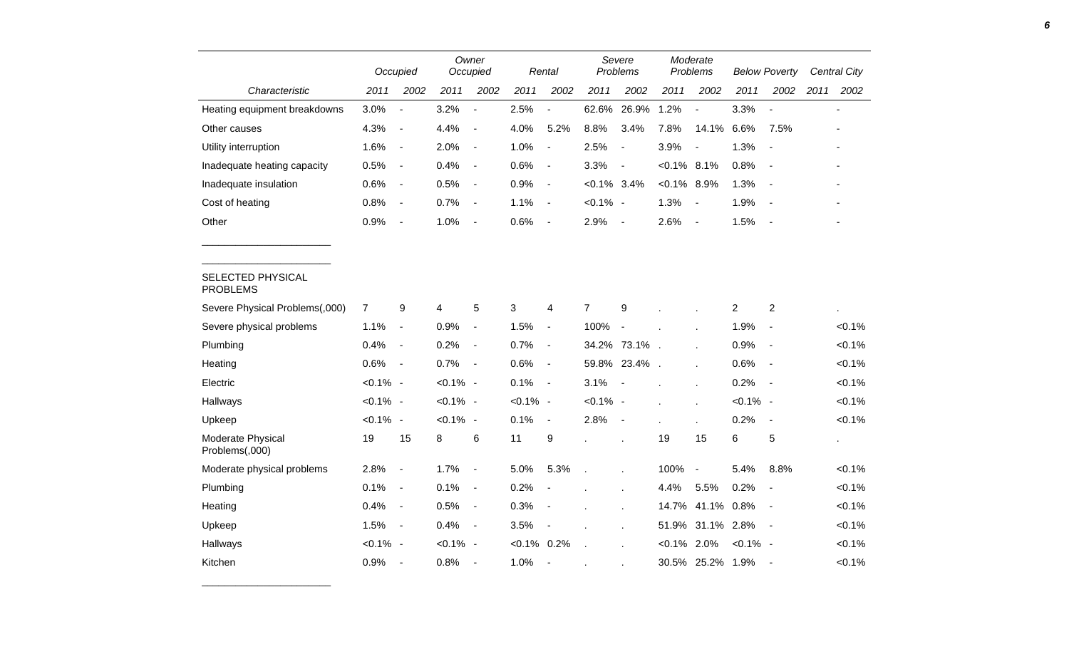| Characteristic | Occupied | | Owner Occupied | | Rental | | Severe Problems | | Moderate Problems | | Below Poverty | | Central City | |
|---|---|---|---|---|---|---|---|---|---|---|---|---|---|---|
| | 2011 | 2002 | 2011 | 2002 | 2011 | 2002 | 2011 | 2002 | 2011 | 2002 | 2011 | 2002 | 2011 | 2002 |
| Heating equipment breakdowns | 3.0% | - | 3.2% | - | 2.5% | - | 62.6% | 26.9% | 1.2% | - | 3.3% | - | | - |
| Other causes | 4.3% | - | 4.4% | - | 4.0% | 5.2% | 8.8% | 3.4% | 7.8% | 14.1% | 6.6% | 7.5% | | - |
| Utility interruption | 1.6% | - | 2.0% | - | 1.0% | - | 2.5% | - | 3.9% | - | 1.3% | - | | - |
| Inadequate heating capacity | 0.5% | - | 0.4% | - | 0.6% | - | 3.3% | - | <0.1% | 8.1% | 0.8% | - | | - |
| Inadequate insulation | 0.6% | - | 0.5% | - | 0.9% | - | <0.1% | 3.4% | <0.1% | 8.9% | 1.3% | - | | - |
| Cost of heating | 0.8% | - | 0.7% | - | 1.1% | - | <0.1% | - | 1.3% | - | 1.9% | - | | - |
| Other | 0.9% | - | 1.0% | - | 0.6% | - | 2.9% | - | 2.6% | - | 1.5% | - | | - |
| SELECTED PHYSICAL PROBLEMS | | | | | | | | | | | | | | |
| Severe Physical Problems(,000) | 7 | 9 | 4 | 5 | 3 | 4 | 7 | 9 | . | . | 2 | 2 | | . |
| Severe physical problems | 1.1% | - | 0.9% | - | 1.5% | - | 100% | - | . | . | 1.9% | - | | <0.1% |
| Plumbing | 0.4% | - | 0.2% | - | 0.7% | - | 34.2% | 73.1% | . | . | 0.9% | - | | <0.1% |
| Heating | 0.6% | - | 0.7% | - | 0.6% | - | 59.8% | 23.4% | . | . | 0.6% | - | | <0.1% |
| Electric | <0.1% | - | <0.1% | - | 0.1% | - | 3.1% | - | . | . | 0.2% | - | | <0.1% |
| Hallways | <0.1% | - | <0.1% | - | <0.1% | - | <0.1% | - | . | . | <0.1% | - | | <0.1% |
| Upkeep | <0.1% | - | <0.1% | - | 0.1% | - | 2.8% | - | . | . | 0.2% | - | | <0.1% |
| Moderate Physical Problems(,000) | 19 | 15 | 8 | 6 | 11 | 9 | . | . | 19 | 15 | 6 | 5 | | . |
| Moderate physical problems | 2.8% | - | 1.7% | - | 5.0% | 5.3% | . | . | 100% | - | 5.4% | 8.8% | | <0.1% |
| Plumbing | 0.1% | - | 0.1% | - | 0.2% | - | . | . | 4.4% | 5.5% | 0.2% | - | | <0.1% |
| Heating | 0.4% | - | 0.5% | - | 0.3% | - | . | . | 14.7% | 41.1% | 0.8% | - | | <0.1% |
| Upkeep | 1.5% | - | 0.4% | - | 3.5% | - | . | . | 51.9% | 31.1% | 2.8% | - | | <0.1% |
| Hallways | <0.1% | - | <0.1% | - | <0.1% | 0.2% | . | . | <0.1% | 2.0% | <0.1% | - | | <0.1% |
| Kitchen | 0.9% | - | 0.8% | - | 1.0% | - | . | . | 30.5% | 25.2% | 1.9% | - | | <0.1% |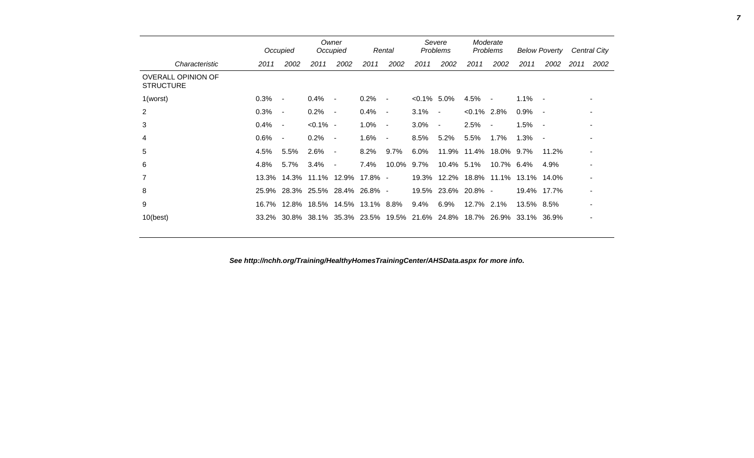| | Occupied | | Owner Occupied | | Rental | | Severe Problems | | Moderate Problems | | Below Poverty | | Central City | |
|---|---|---|---|---|---|---|---|---|---|---|---|---|---|---|
| *Characteristic* | *2011* | *2002* | *2011* | *2002* | *2011* | *2002* | *2011* | *2002* | *2011* | *2002* | *2011* | *2002* | *2011* | *2002* |
| OVERALL OPINION OF STRUCTURE | | | | | | | | | | | | | | |
| 1(worst) | 0.3% | - | 0.4% | - | 0.2% | - | <0.1% | 5.0% | 4.5% | - | 1.1% | - | | - |
| 2 | 0.3% | - | 0.2% | - | 0.4% | - | 3.1% | - | <0.1% | 2.8% | 0.9% | - | | - |
| 3 | 0.4% | - | <0.1% | - | 1.0% | - | 3.0% | - | 2.5% | - | 1.5% | - | | - |
| 4 | 0.6% | - | 0.2% | - | 1.6% | - | 8.5% | 5.2% | 5.5% | 1.7% | 1.3% | - | | - |
| 5 | 4.5% | 5.5% | 2.6% | - | 8.2% | 9.7% | 6.0% | 11.9% | 11.4% | 18.0% | 9.7% | 11.2% | | - |
| 6 | 4.8% | 5.7% | 3.4% | - | 7.4% | 10.0% | 9.7% | 10.4% | 5.1% | 10.7% | 6.4% | 4.9% | | - |
| 7 | 13.3% | 14.3% | 11.1% | 12.9% | 17.8% | - | 19.3% | 12.2% | 18.8% | 11.1% | 13.1% | 14.0% | | - |
| 8 | 25.9% | 28.3% | 25.5% | 28.4% | 26.8% | - | 19.5% | 23.6% | 20.8% | - | 19.4% | 17.7% | | - |
| 9 | 16.7% | 12.8% | 18.5% | 14.5% | 13.1% | 8.8% | 9.4% | 6.9% | 12.7% | 2.1% | 13.5% | 8.5% | | - |
| 10(best) | 33.2% | 30.8% | 38.1% | 35.3% | 23.5% | 19.5% | 21.6% | 24.8% | 18.7% | 26.9% | 33.1% | 36.9% | | - |

***See http://nchh.org/Training/HealthyHomesTrainingCenter/AHSData.aspx for more info.***